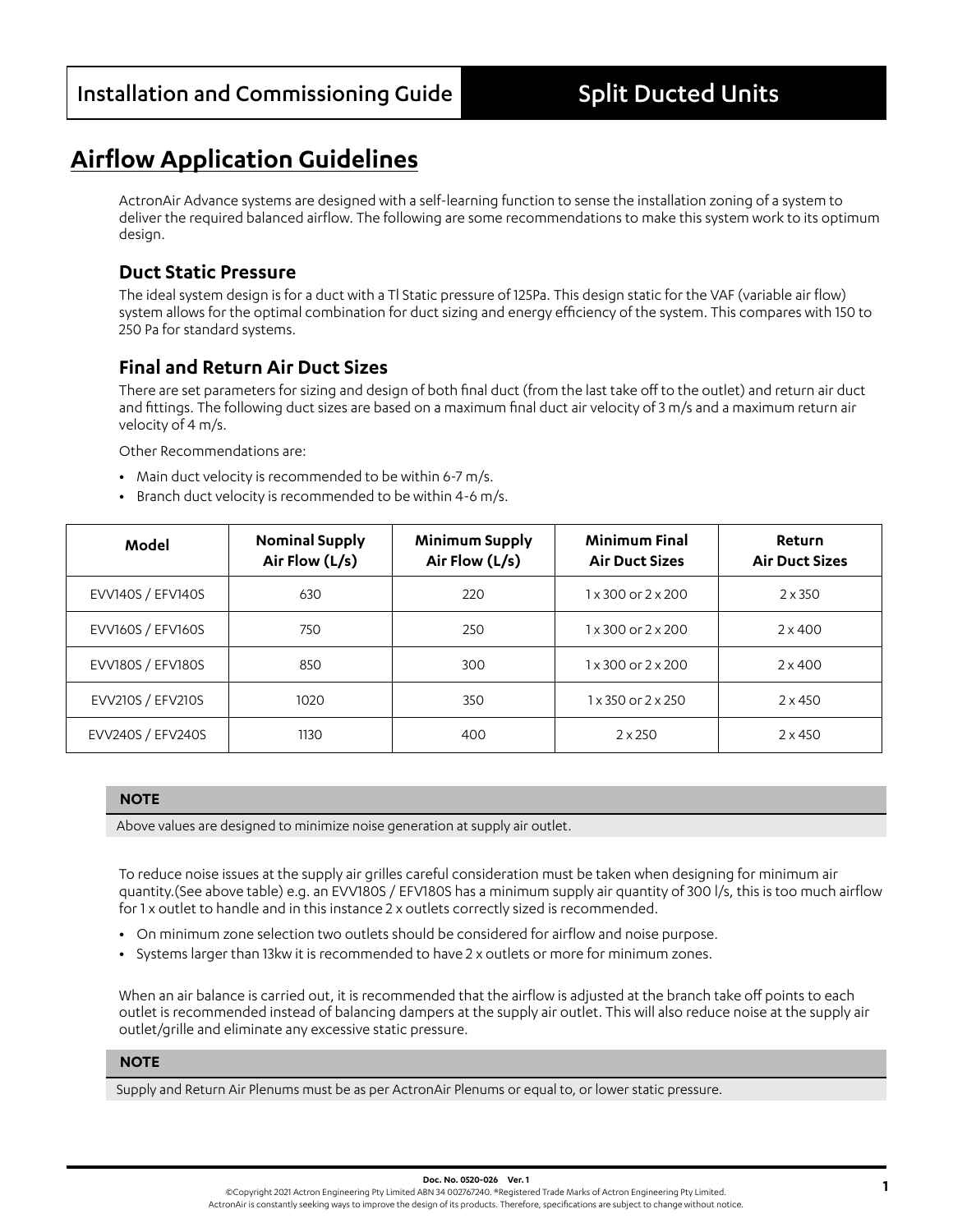Installation and Commissioning Guide | Split Ducted Units

# Airflow Application Guidelines

ActronAir Advance systems are designed with a self-learning function to sense the installation zoning of a system to deliver the required balanced airflow. The following are some recommendations to make this system work to its optimum design.

## Duct Static Pressure

The ideal system design is for a duct with a Tl Static pressure of 125Pa. This design static for the VAF (variable air flow) system allows for the optimal combination for duct sizing and energy efficiency of the system. This compares with 150 to 250 Pa for standard systems.

## Final and Return Air Duct Sizes

There are set parameters for sizing and design of both final duct (from the last take off to the outlet) and return air duct and fittings. The following duct sizes are based on a maximum final duct air velocity of 3 m/s and a maximum return air velocity of 4 m/s.

Other Recommendations are:

- Main duct velocity is recommended to be within 6-7 m/s.
- Branch duct velocity is recommended to be within 4-6 m/s.

| Model | Nominal Supply Air Flow (L/s) | Minimum Supply Air Flow (L/s) | Minimum Final Air Duct Sizes | Return Air Duct Sizes |
|---|---|---|---|---|
| EVV140S / EFV140S | 630 | 220 | 1 x 300 or 2 x 200 | 2 x 350 |
| EVV160S / EFV160S | 750 | 250 | 1 x 300 or 2 x 200 | 2 x 400 |
| EVV180S / EFV180S | 850 | 300 | 1 x 300 or 2 x 200 | 2 x 400 |
| EVV210S / EFV210S | 1020 | 350 | 1 x 350 or 2 x 250 | 2 x 450 |
| EVV240S / EFV240S | 1130 | 400 | 2 x 250 | 2 x 450 |

**NOTE**

Above values are designed to minimize noise generation at supply air outlet.

To reduce noise issues at the supply air grilles careful consideration must be taken when designing for minimum air quantity.(See above table) e.g. an EVV180S / EFV180S has a minimum supply air quantity of 300 l/s, this is too much airflow for 1 x outlet to handle and in this instance 2 x outlets correctly sized is recommended.

- On minimum zone selection two outlets should be considered for airflow and noise purpose.
- Systems larger than 13kw it is recommended to have 2 x outlets or more for minimum zones.

When an air balance is carried out, it is recommended that the airflow is adjusted at the branch take off points to each outlet is recommended instead of balancing dampers at the supply air outlet. This will also reduce noise at the supply air outlet/grille and eliminate any excessive static pressure.

**NOTE**

Supply and Return Air Plenums must be as per ActronAir Plenums or equal to, or lower static pressure.

Doc. No. 0520-026 Ver. 1

©Copyright 2021 Actron Engineering Pty Limited ABN 34 002767240. ®Registered Trade Marks of Actron Engineering Pty Limited.
ActronAir is constantly seeking ways to improve the design of its products. Therefore, specifications are subject to change without notice.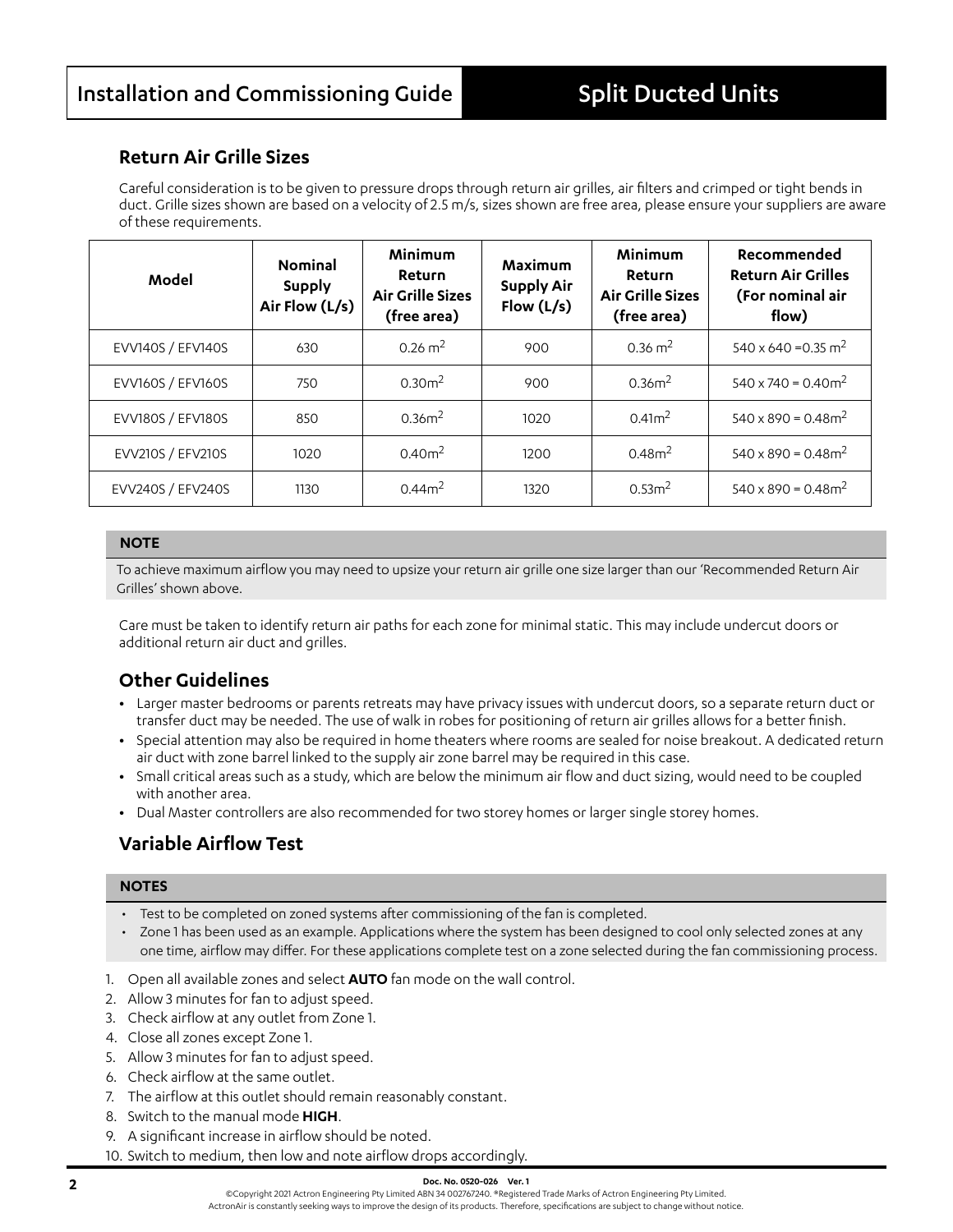## Return Air Grille Sizes

Careful consideration is to be given to pressure drops through return air grilles, air filters and crimped or tight bends in duct. Grille sizes shown are based on a velocity of 2.5 m/s, sizes shown are free area, please ensure your suppliers are aware of these requirements.

| Model | Nominal Supply Air Flow (L/s) | Minimum Return Air Grille Sizes (free area) | Maximum Supply Air Flow (L/s) | Minimum Return Air Grille Sizes (free area) | Recommended Return Air Grilles (For nominal air flow) |
|---|---|---|---|---|---|
| EVV140S / EFV140S | 630 | 0.26 $m^2$ | 900 | 0.36 $m^2$ | 540 x 640 =0.35 $m^2$ |
| EVV160S / EFV160S | 750 | 0.30$m^2$ | 900 | 0.36$m^2$ | 540 x 740 = 0.40$m^2$ |
| EVV180S / EFV180S | 850 | 0.36$m^2$ | 1020 | 0.41$m^2$ | 540 x 890 = 0.48$m^2$ |
| EVV210S / EFV210S | 1020 | 0.40$m^2$ | 1200 | 0.48$m^2$ | 540 x 890 = 0.48$m^2$ |
| EVV240S / EFV240S | 1130 | 0.44$m^2$ | 1320 | 0.53$m^2$ | 540 x 890 = 0.48$m^2$ |

**NOTE**

To achieve maximum airflow you may need to upsize your return air grille one size larger than our 'Recommended Return Air Grilles' shown above.

Care must be taken to identify return air paths for each zone for minimal static. This may include undercut doors or additional return air duct and grilles.

## Other Guidelines

- Larger master bedrooms or parents retreats may have privacy issues with undercut doors, so a separate return duct or transfer duct may be needed. The use of walk in robes for positioning of return air grilles allows for a better finish.
- Special attention may also be required in home theaters where rooms are sealed for noise breakout. A dedicated return air duct with zone barrel linked to the supply air zone barrel may be required in this case.
- Small critical areas such as a study, which are below the minimum air flow and duct sizing, would need to be coupled with another area.
- Dual Master controllers are also recommended for two storey homes or larger single storey homes.

## Variable Airflow Test

**NOTES**

- Test to be completed on zoned systems after commissioning of the fan is completed.
- Zone 1 has been used as an example. Applications where the system has been designed to cool only selected zones at any one time, airflow may differ. For these applications complete test on a zone selected during the fan commissioning process.

1. Open all available zones and select **AUTO** fan mode on the wall control.
2. Allow 3 minutes for fan to adjust speed.
3. Check airflow at any outlet from Zone 1.
4. Close all zones except Zone 1.
5. Allow 3 minutes for fan to adjust speed.
6. Check airflow at the same outlet.
7. The airflow at this outlet should remain reasonably constant.
8. Switch to the manual mode **HIGH**.
9. A significant increase in airflow should be noted.
10. Switch to medium, then low and note airflow drops accordingly.